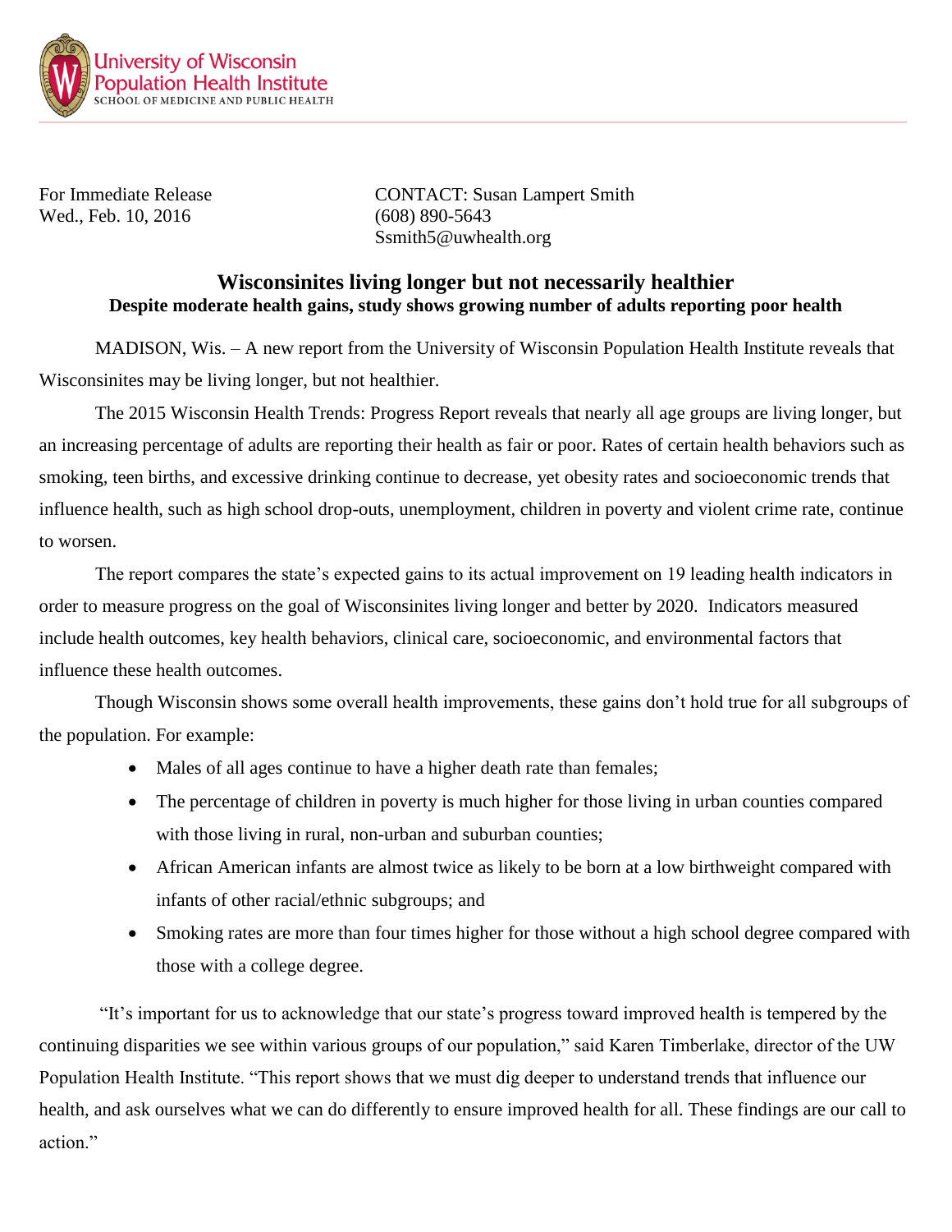University of Wisconsin
Population Health Institute
SCHOOL OF MEDICINE AND PUBLIC HEALTH

For Immediate Release
Wed., Feb. 10, 2016

CONTACT: Susan Lampert Smith
(608) 890-5643
Ssmith5@uwhealth.org

# Wisconsinites living longer but not necessarily healthier

**Despite moderate health gains, study shows growing number of adults reporting poor health**

MADISON, Wis. – A new report from the University of Wisconsin Population Health Institute reveals that Wisconsinites may be living longer, but not healthier.

The 2015 Wisconsin Health Trends: Progress Report reveals that nearly all age groups are living longer, but an increasing percentage of adults are reporting their health as fair or poor. Rates of certain health behaviors such as smoking, teen births, and excessive drinking continue to decrease, yet obesity rates and socioeconomic trends that influence health, such as high school drop-outs, unemployment, children in poverty and violent crime rate, continue to worsen.

The report compares the state's expected gains to its actual improvement on 19 leading health indicators in order to measure progress on the goal of Wisconsinites living longer and better by 2020. Indicators measured include health outcomes, key health behaviors, clinical care, socioeconomic, and environmental factors that influence these health outcomes.

Though Wisconsin shows some overall health improvements, these gains don't hold true for all subgroups of the population. For example:

- Males of all ages continue to have a higher death rate than females;
- The percentage of children in poverty is much higher for those living in urban counties compared with those living in rural, non-urban and suburban counties;
- African American infants are almost twice as likely to be born at a low birthweight compared with infants of other racial/ethnic subgroups; and
- Smoking rates are more than four times higher for those without a high school degree compared with those with a college degree.

"It's important for us to acknowledge that our state's progress toward improved health is tempered by the continuing disparities we see within various groups of our population," said Karen Timberlake, director of the UW Population Health Institute. "This report shows that we must dig deeper to understand trends that influence our health, and ask ourselves what we can do differently to ensure improved health for all. These findings are our call to action."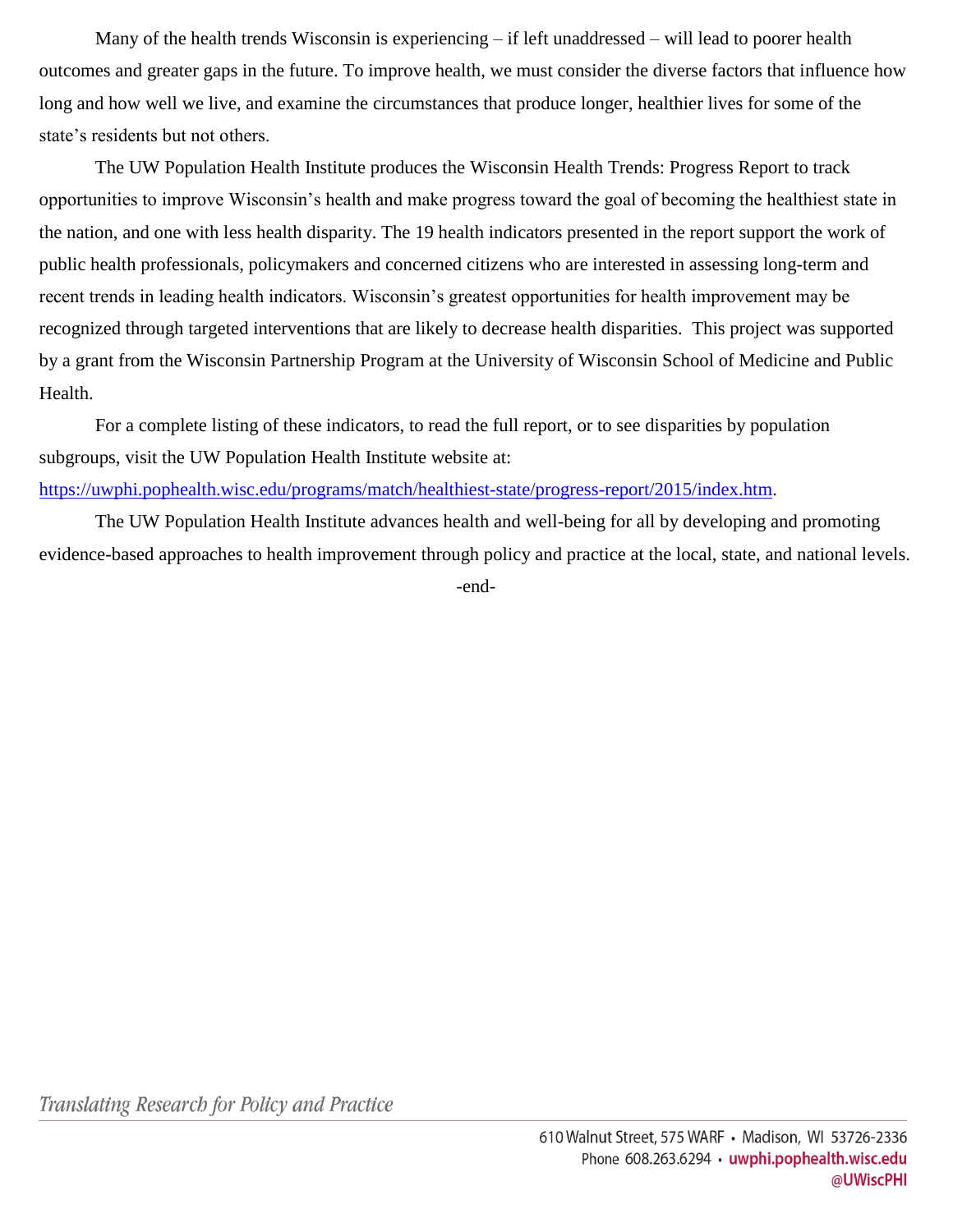Many of the health trends Wisconsin is experiencing – if left unaddressed – will lead to poorer health outcomes and greater gaps in the future. To improve health, we must consider the diverse factors that influence how long and how well we live, and examine the circumstances that produce longer, healthier lives for some of the state's residents but not others.

The UW Population Health Institute produces the Wisconsin Health Trends: Progress Report to track opportunities to improve Wisconsin's health and make progress toward the goal of becoming the healthiest state in the nation, and one with less health disparity. The 19 health indicators presented in the report support the work of public health professionals, policymakers and concerned citizens who are interested in assessing long-term and recent trends in leading health indicators. Wisconsin's greatest opportunities for health improvement may be recognized through targeted interventions that are likely to decrease health disparities. This project was supported by a grant from the Wisconsin Partnership Program at the University of Wisconsin School of Medicine and Public Health.

For a complete listing of these indicators, to read the full report, or to see disparities by population subgroups, visit the UW Population Health Institute website at: https://uwphi.pophealth.wisc.edu/programs/match/healthiest-state/progress-report/2015/index.htm.

The UW Population Health Institute advances health and well-being for all by developing and promoting evidence-based approaches to health improvement through policy and practice at the local, state, and national levels.

-end-

*Translating Research for Policy and Practice*

610 Walnut Street, 575 WARF • Madison, WI 53726-2336
Phone 608.263.6294 • **uwphi.pophealth.wisc.edu**
**@UWiscPHI**